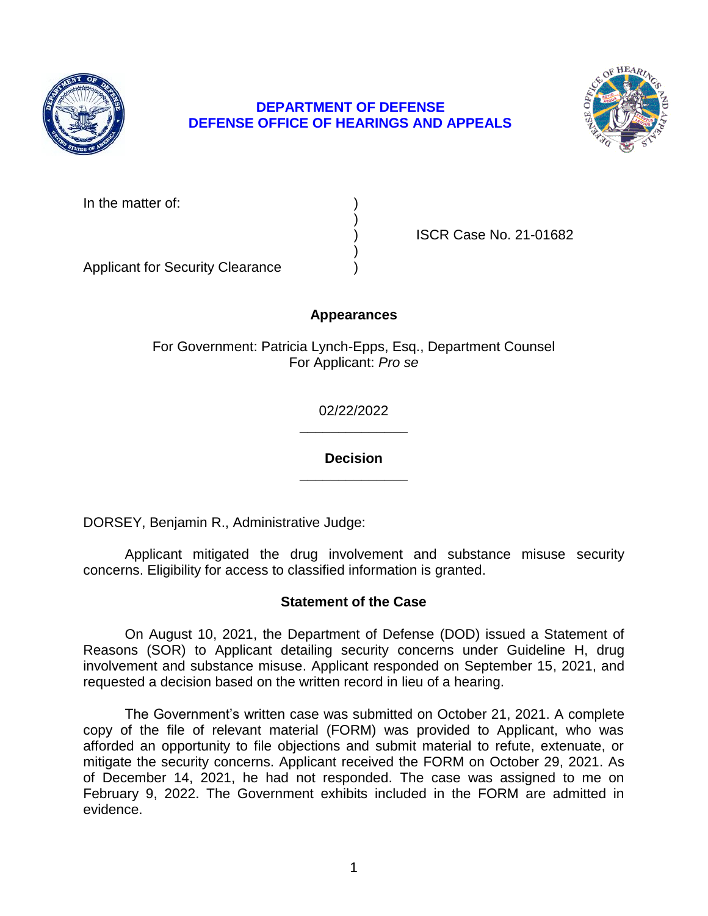**DEPARTMENT OF DEFENSE**
**DEFENSE OFFICE OF HEARINGS AND APPEALS**

In the matter of: )
)
) ISCR Case No. 21-01682
)
Applicant for Security Clearance )

**Appearances**

For Government: Patricia Lynch-Epps, Esq., Department Counsel
For Applicant: *Pro se*

02/22/2022

---

**Decision**

---

DORSEY, Benjamin R., Administrative Judge:

Applicant mitigated the drug involvement and substance misuse security concerns. Eligibility for access to classified information is granted.

## Statement of the Case

On August 10, 2021, the Department of Defense (DOD) issued a Statement of Reasons (SOR) to Applicant detailing security concerns under Guideline H, drug involvement and substance misuse. Applicant responded on September 15, 2021, and requested a decision based on the written record in lieu of a hearing.

The Government's written case was submitted on October 21, 2021. A complete copy of the file of relevant material (FORM) was provided to Applicant, who was afforded an opportunity to file objections and submit material to refute, extenuate, or mitigate the security concerns. Applicant received the FORM on October 29, 2021. As of December 14, 2021, he had not responded. The case was assigned to me on February 9, 2022. The Government exhibits included in the FORM are admitted in evidence.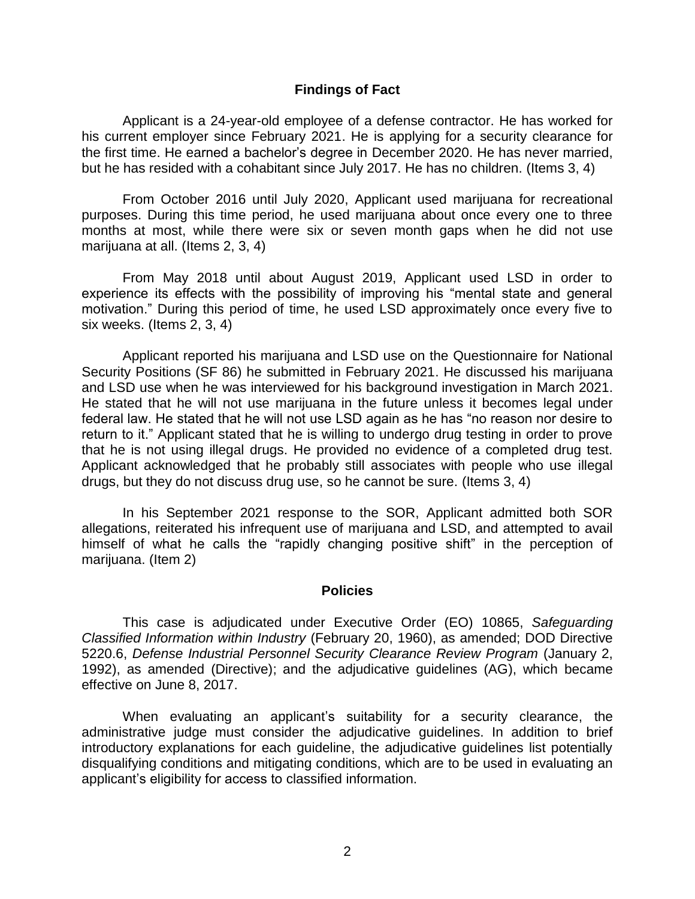## Findings of Fact

Applicant is a 24-year-old employee of a defense contractor. He has worked for his current employer since February 2021. He is applying for a security clearance for the first time. He earned a bachelor's degree in December 2020. He has never married, but he has resided with a cohabitant since July 2017. He has no children. (Items 3, 4)

From October 2016 until July 2020, Applicant used marijuana for recreational purposes. During this time period, he used marijuana about once every one to three months at most, while there were six or seven month gaps when he did not use marijuana at all. (Items 2, 3, 4)

From May 2018 until about August 2019, Applicant used LSD in order to experience its effects with the possibility of improving his "mental state and general motivation." During this period of time, he used LSD approximately once every five to six weeks. (Items 2, 3, 4)

Applicant reported his marijuana and LSD use on the Questionnaire for National Security Positions (SF 86) he submitted in February 2021. He discussed his marijuana and LSD use when he was interviewed for his background investigation in March 2021. He stated that he will not use marijuana in the future unless it becomes legal under federal law. He stated that he will not use LSD again as he has "no reason nor desire to return to it." Applicant stated that he is willing to undergo drug testing in order to prove that he is not using illegal drugs. He provided no evidence of a completed drug test. Applicant acknowledged that he probably still associates with people who use illegal drugs, but they do not discuss drug use, so he cannot be sure. (Items 3, 4)

In his September 2021 response to the SOR, Applicant admitted both SOR allegations, reiterated his infrequent use of marijuana and LSD, and attempted to avail himself of what he calls the "rapidly changing positive shift" in the perception of marijuana. (Item 2)

## Policies

This case is adjudicated under Executive Order (EO) 10865, *Safeguarding Classified Information within Industry* (February 20, 1960), as amended; DOD Directive 5220.6, *Defense Industrial Personnel Security Clearance Review Program* (January 2, 1992), as amended (Directive); and the adjudicative guidelines (AG), which became effective on June 8, 2017.

When evaluating an applicant's suitability for a security clearance, the administrative judge must consider the adjudicative guidelines. In addition to brief introductory explanations for each guideline, the adjudicative guidelines list potentially disqualifying conditions and mitigating conditions, which are to be used in evaluating an applicant's eligibility for access to classified information.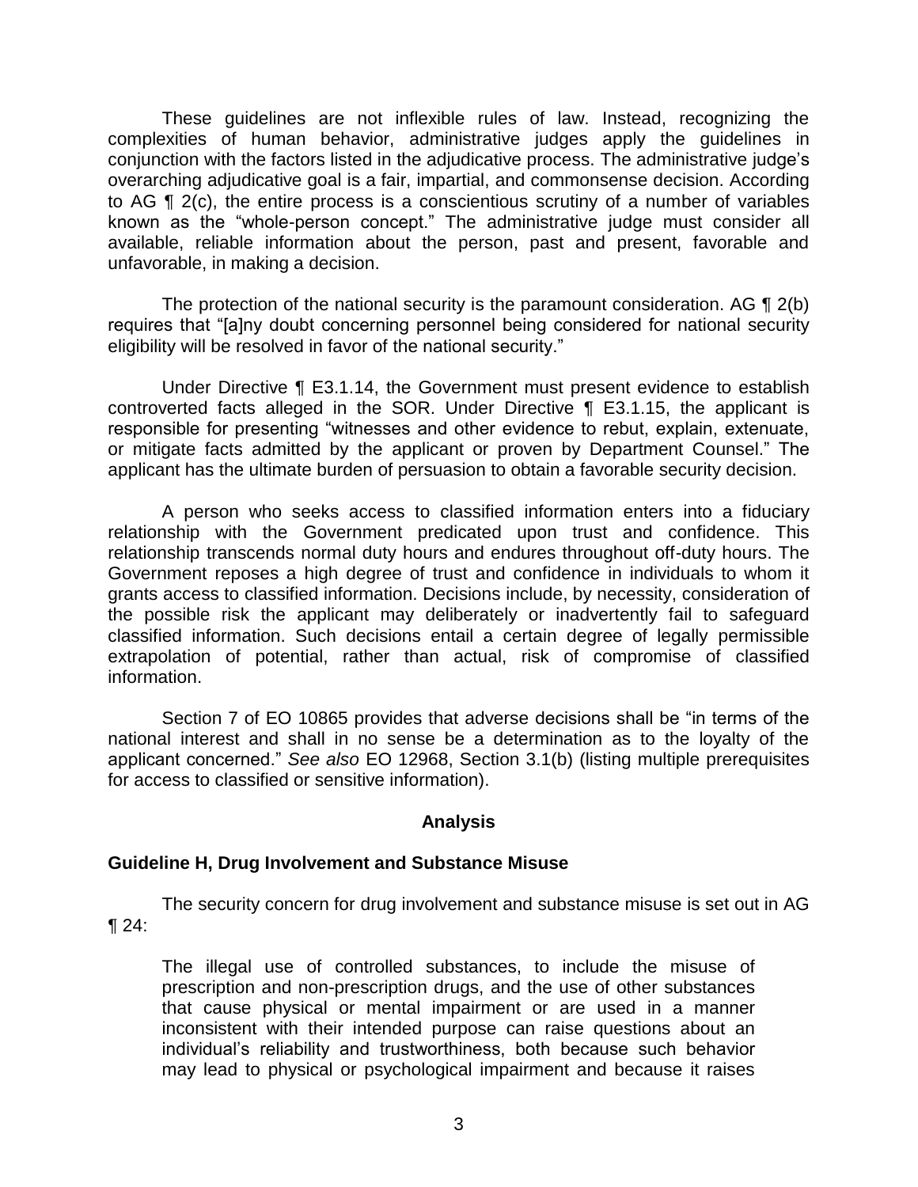These guidelines are not inflexible rules of law. Instead, recognizing the complexities of human behavior, administrative judges apply the guidelines in conjunction with the factors listed in the adjudicative process. The administrative judge's overarching adjudicative goal is a fair, impartial, and commonsense decision. According to AG ¶ 2(c), the entire process is a conscientious scrutiny of a number of variables known as the "whole-person concept." The administrative judge must consider all available, reliable information about the person, past and present, favorable and unfavorable, in making a decision.

The protection of the national security is the paramount consideration. AG ¶ 2(b) requires that "[a]ny doubt concerning personnel being considered for national security eligibility will be resolved in favor of the national security."

Under Directive ¶ E3.1.14, the Government must present evidence to establish controverted facts alleged in the SOR. Under Directive ¶ E3.1.15, the applicant is responsible for presenting "witnesses and other evidence to rebut, explain, extenuate, or mitigate facts admitted by the applicant or proven by Department Counsel." The applicant has the ultimate burden of persuasion to obtain a favorable security decision.

A person who seeks access to classified information enters into a fiduciary relationship with the Government predicated upon trust and confidence. This relationship transcends normal duty hours and endures throughout off-duty hours. The Government reposes a high degree of trust and confidence in individuals to whom it grants access to classified information. Decisions include, by necessity, consideration of the possible risk the applicant may deliberately or inadvertently fail to safeguard classified information. Such decisions entail a certain degree of legally permissible extrapolation of potential, rather than actual, risk of compromise of classified information.

Section 7 of EO 10865 provides that adverse decisions shall be "in terms of the national interest and shall in no sense be a determination as to the loyalty of the applicant concerned." *See also* EO 12968, Section 3.1(b) (listing multiple prerequisites for access to classified or sensitive information).

## Analysis

### Guideline H, Drug Involvement and Substance Misuse

The security concern for drug involvement and substance misuse is set out in AG ¶ 24:

> The illegal use of controlled substances, to include the misuse of prescription and non-prescription drugs, and the use of other substances that cause physical or mental impairment or are used in a manner inconsistent with their intended purpose can raise questions about an individual's reliability and trustworthiness, both because such behavior may lead to physical or psychological impairment and because it raises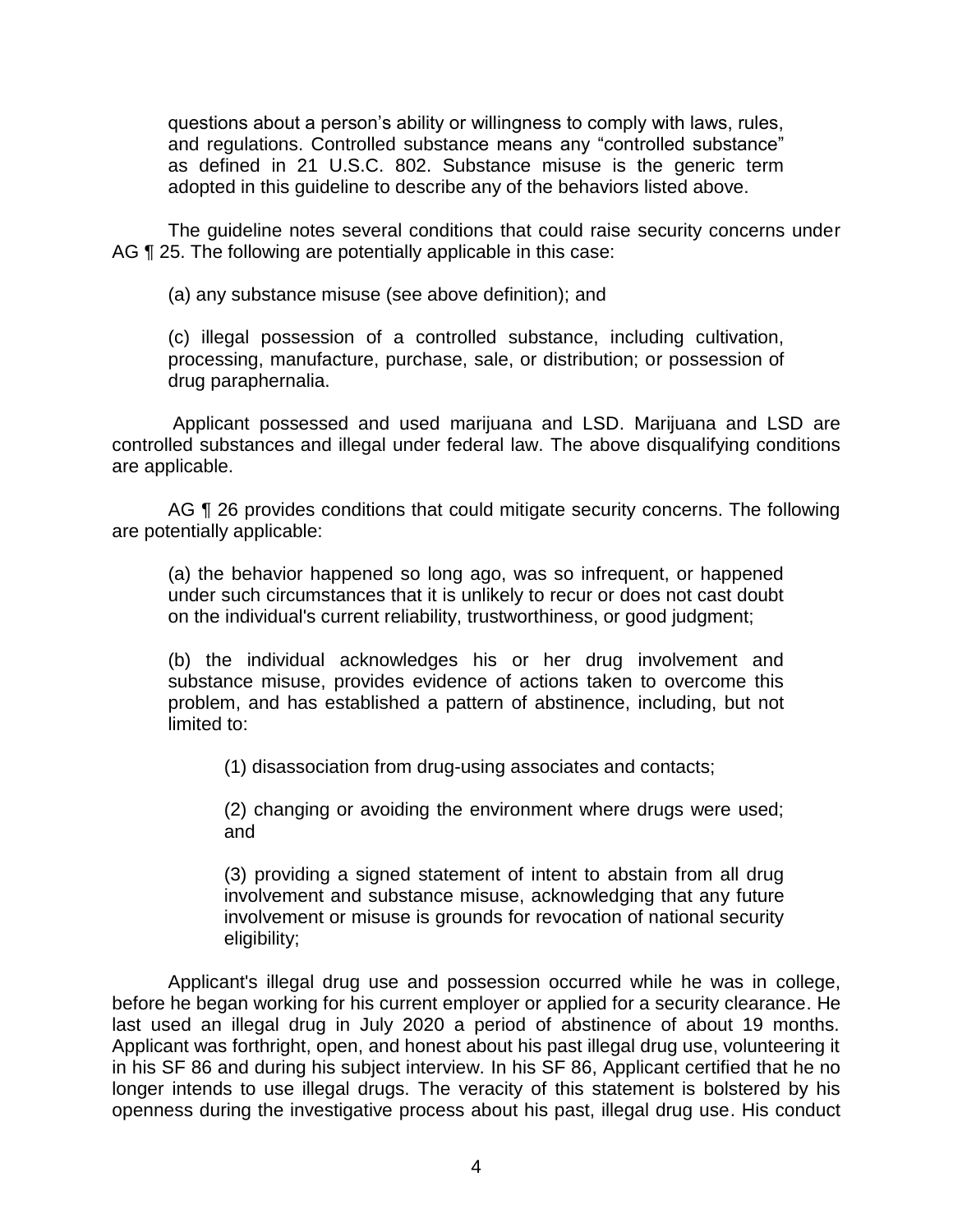> questions about a person's ability or willingness to comply with laws, rules, and regulations. Controlled substance means any "controlled substance" as defined in 21 U.S.C. 802. Substance misuse is the generic term adopted in this guideline to describe any of the behaviors listed above.

The guideline notes several conditions that could raise security concerns under AG ¶ 25. The following are potentially applicable in this case:

> (a) any substance misuse (see above definition); and
>
> (c) illegal possession of a controlled substance, including cultivation, processing, manufacture, purchase, sale, or distribution; or possession of drug paraphernalia.

Applicant possessed and used marijuana and LSD. Marijuana and LSD are controlled substances and illegal under federal law. The above disqualifying conditions are applicable.

AG ¶ 26 provides conditions that could mitigate security concerns. The following are potentially applicable:

> (a) the behavior happened so long ago, was so infrequent, or happened under such circumstances that it is unlikely to recur or does not cast doubt on the individual's current reliability, trustworthiness, or good judgment;
>
> (b) the individual acknowledges his or her drug involvement and substance misuse, provides evidence of actions taken to overcome this problem, and has established a pattern of abstinence, including, but not limited to:
>
> > (1) disassociation from drug-using associates and contacts;
> >
> > (2) changing or avoiding the environment where drugs were used; and
> >
> > (3) providing a signed statement of intent to abstain from all drug involvement and substance misuse, acknowledging that any future involvement or misuse is grounds for revocation of national security eligibility;

Applicant's illegal drug use and possession occurred while he was in college, before he began working for his current employer or applied for a security clearance. He last used an illegal drug in July 2020 a period of abstinence of about 19 months. Applicant was forthright, open, and honest about his past illegal drug use, volunteering it in his SF 86 and during his subject interview. In his SF 86, Applicant certified that he no longer intends to use illegal drugs. The veracity of this statement is bolstered by his openness during the investigative process about his past, illegal drug use. His conduct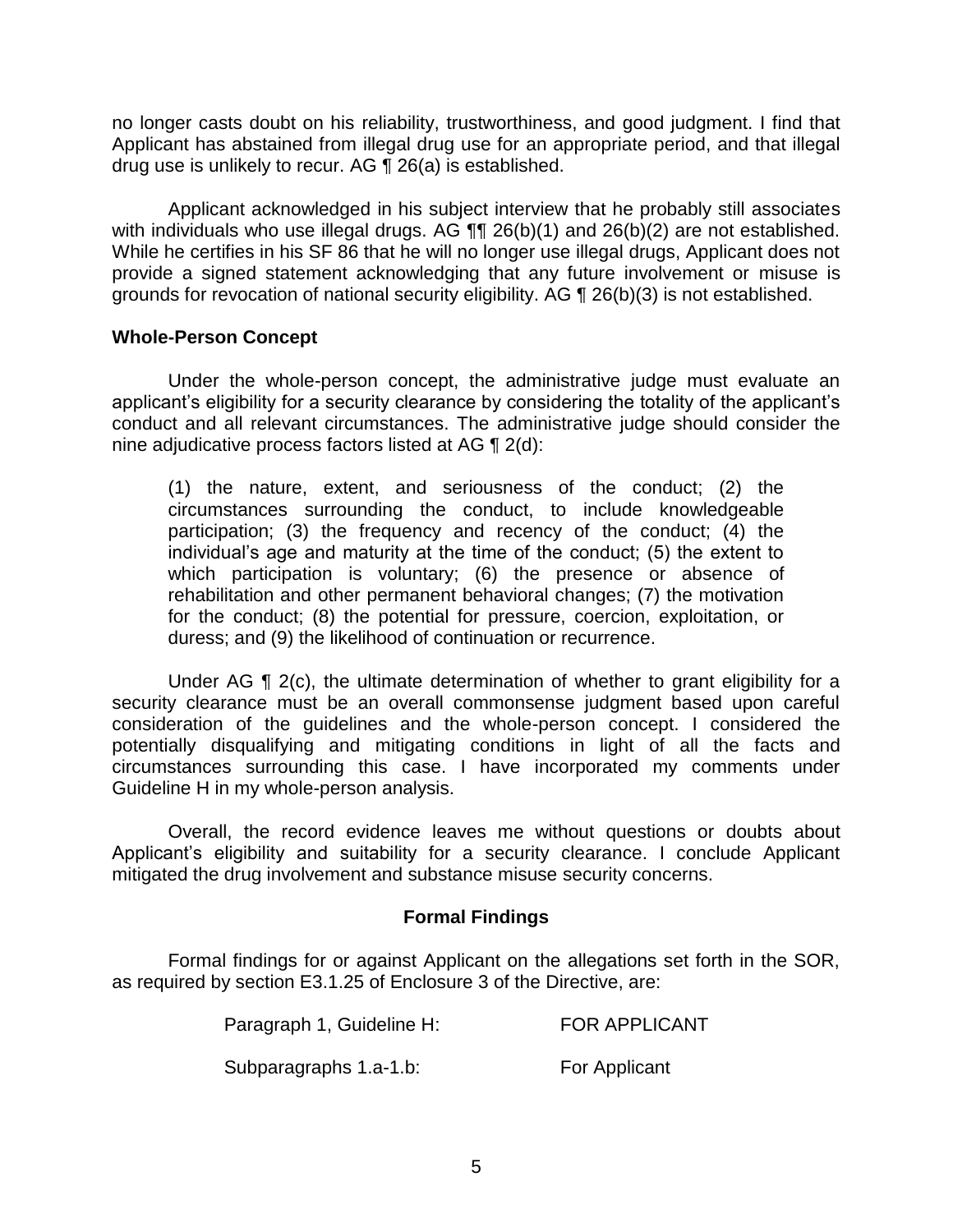no longer casts doubt on his reliability, trustworthiness, and good judgment. I find that Applicant has abstained from illegal drug use for an appropriate period, and that illegal drug use is unlikely to recur. AG ¶ 26(a) is established.

Applicant acknowledged in his subject interview that he probably still associates with individuals who use illegal drugs. AG ¶¶ 26(b)(1) and 26(b)(2) are not established. While he certifies in his SF 86 that he will no longer use illegal drugs, Applicant does not provide a signed statement acknowledging that any future involvement or misuse is grounds for revocation of national security eligibility. AG ¶ 26(b)(3) is not established.

### Whole-Person Concept

Under the whole-person concept, the administrative judge must evaluate an applicant's eligibility for a security clearance by considering the totality of the applicant's conduct and all relevant circumstances. The administrative judge should consider the nine adjudicative process factors listed at AG ¶ 2(d):

> (1) the nature, extent, and seriousness of the conduct; (2) the circumstances surrounding the conduct, to include knowledgeable participation; (3) the frequency and recency of the conduct; (4) the individual's age and maturity at the time of the conduct; (5) the extent to which participation is voluntary; (6) the presence or absence of rehabilitation and other permanent behavioral changes; (7) the motivation for the conduct; (8) the potential for pressure, coercion, exploitation, or duress; and (9) the likelihood of continuation or recurrence.

Under AG ¶ 2(c), the ultimate determination of whether to grant eligibility for a security clearance must be an overall commonsense judgment based upon careful consideration of the guidelines and the whole-person concept. I considered the potentially disqualifying and mitigating conditions in light of all the facts and circumstances surrounding this case. I have incorporated my comments under Guideline H in my whole-person analysis.

Overall, the record evidence leaves me without questions or doubts about Applicant's eligibility and suitability for a security clearance. I conclude Applicant mitigated the drug involvement and substance misuse security concerns.

## Formal Findings

Formal findings for or against Applicant on the allegations set forth in the SOR, as required by section E3.1.25 of Enclosure 3 of the Directive, are:

| | |
|---|---|
| Paragraph 1, Guideline H: | FOR APPLICANT |
| Subparagraphs 1.a-1.b: | For Applicant |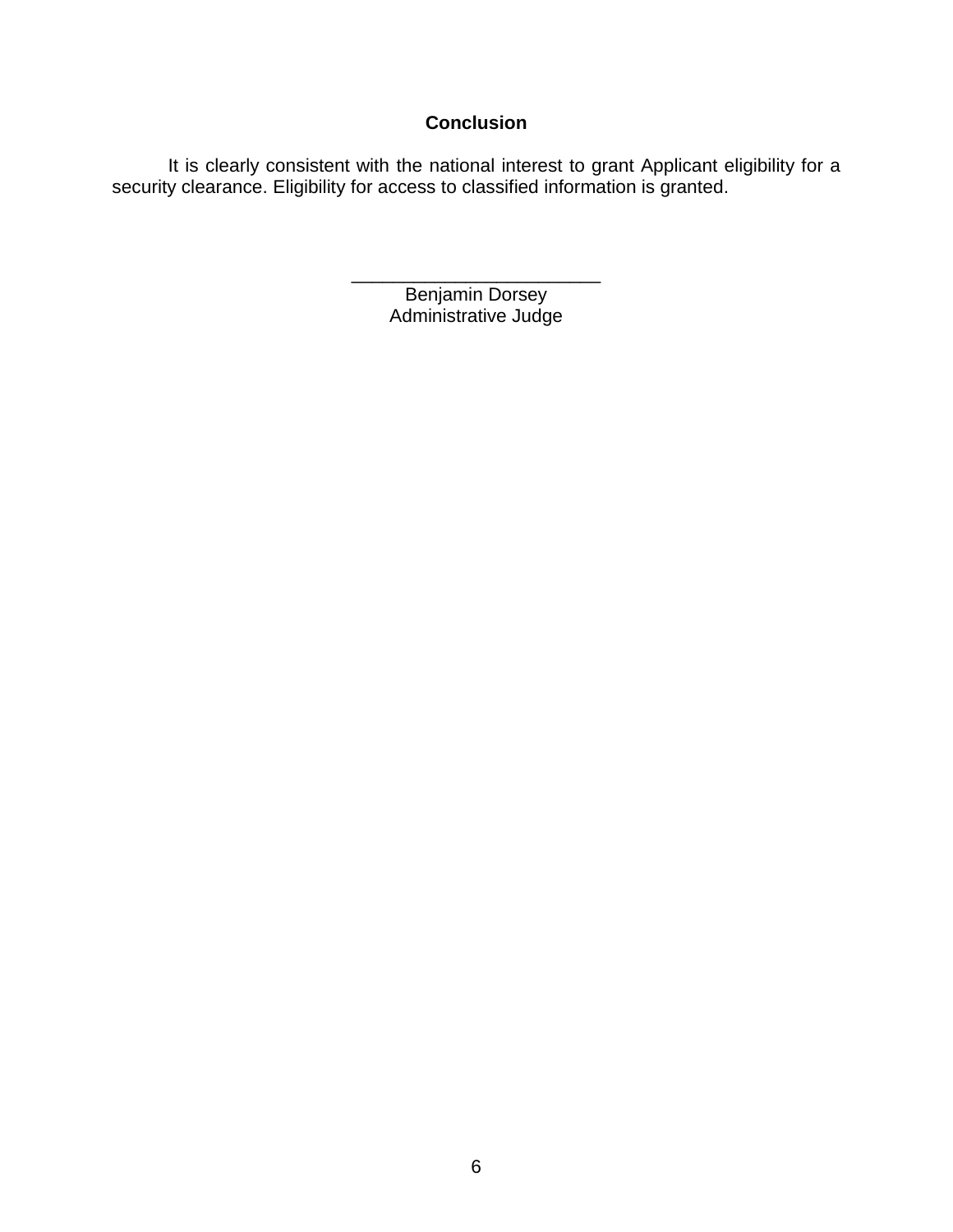## Conclusion

It is clearly consistent with the national interest to grant Applicant eligibility for a security clearance. Eligibility for access to classified information is granted.

________________________
Benjamin Dorsey
Administrative Judge